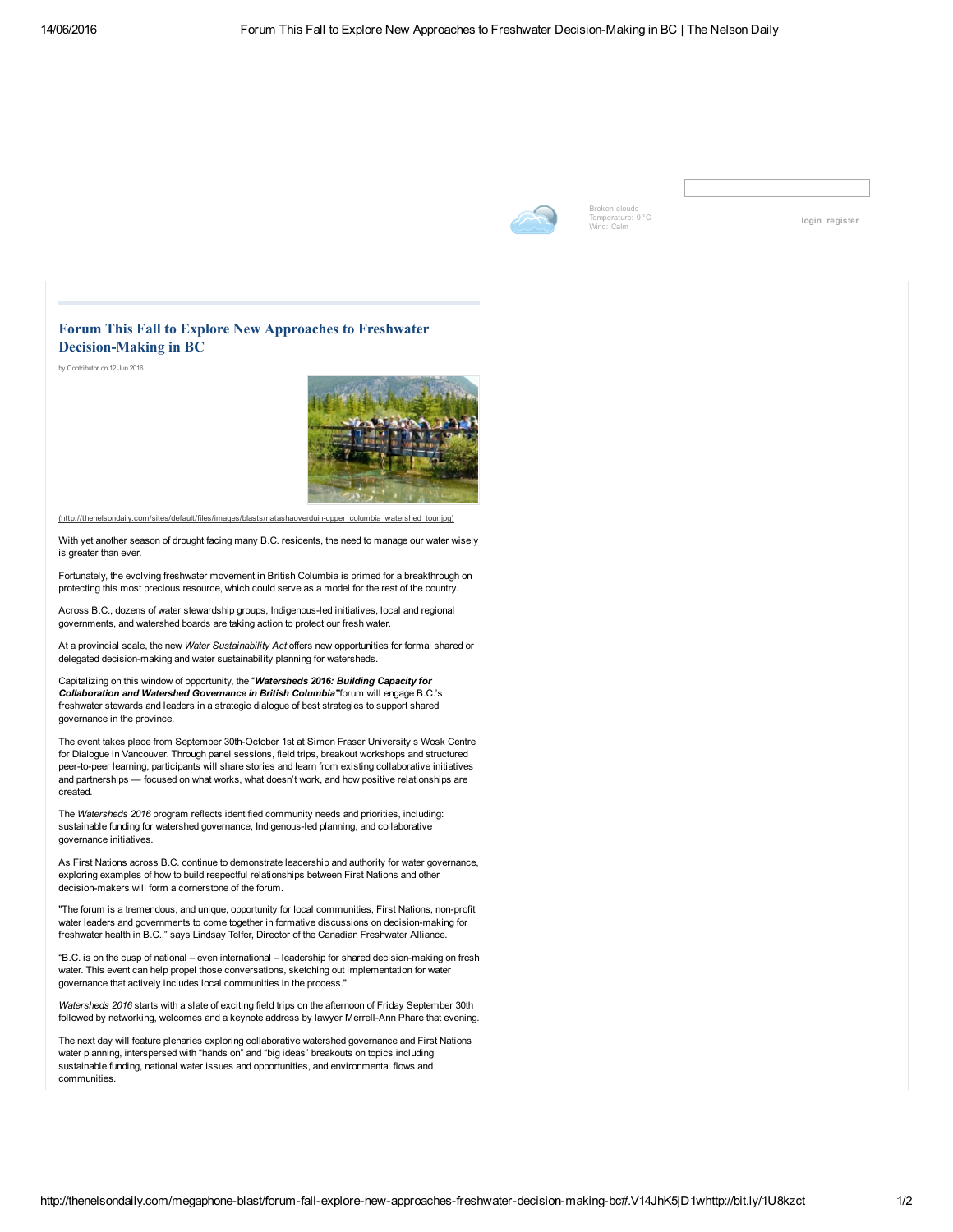Broken clouds
Temperature: 9 °C
Wind: Calm

login register

# Forum This Fall to Explore New Approaches to Freshwater Decision-Making in BC

by Contributor on 12 Jun 2016

(http://thenelsondaily.com/sites/default/files/images/blasts/natashaoverduin-upper_columbia_watershed_tour.jpg)

With yet another season of drought facing many B.C. residents, the need to manage our water wisely is greater than ever.

Fortunately, the evolving freshwater movement in British Columbia is primed for a breakthrough on protecting this most precious resource, which could serve as a model for the rest of the country.

Across B.C., dozens of water stewardship groups, Indigenous-led initiatives, local and regional governments, and watershed boards are taking action to protect our fresh water.

At a provincial scale, the new *Water Sustainability Act* offers new opportunities for formal shared or delegated decision-making and water sustainability planning for watersheds.

Capitalizing on this window of opportunity, the "***Watersheds 2016: Building Capacity for Collaboration and Watershed Governance in British Columbia"*** forum will engage B.C.'s freshwater stewards and leaders in a strategic dialogue of best strategies to support shared governance in the province.

The event takes place from September 30th-October 1st at Simon Fraser University's Wosk Centre for Dialogue in Vancouver. Through panel sessions, field trips, breakout workshops and structured peer-to-peer learning, participants will share stories and learn from existing collaborative initiatives and partnerships — focused on what works, what doesn't work, and how positive relationships are created.

The *Watersheds 2016* program reflects identified community needs and priorities, including: sustainable funding for watershed governance, Indigenous-led planning, and collaborative governance initiatives.

As First Nations across B.C. continue to demonstrate leadership and authority for water governance, exploring examples of how to build respectful relationships between First Nations and other decision-makers will form a cornerstone of the forum.

"The forum is a tremendous, and unique, opportunity for local communities, First Nations, non-profit water leaders and governments to come together in formative discussions on decision-making for freshwater health in B.C.," says Lindsay Telfer, Director of the Canadian Freshwater Alliance.

"B.C. is on the cusp of national – even international – leadership for shared decision-making on fresh water. This event can help propel those conversations, sketching out implementation for water governance that actively includes local communities in the process."

*Watersheds 2016* starts with a slate of exciting field trips on the afternoon of Friday September 30th followed by networking, welcomes and a keynote address by lawyer Merrell-Ann Phare that evening.

The next day will feature plenaries exploring collaborative watershed governance and First Nations water planning, interspersed with "hands on" and "big ideas" breakouts on topics including sustainable funding, national water issues and opportunities, and environmental flows and communities.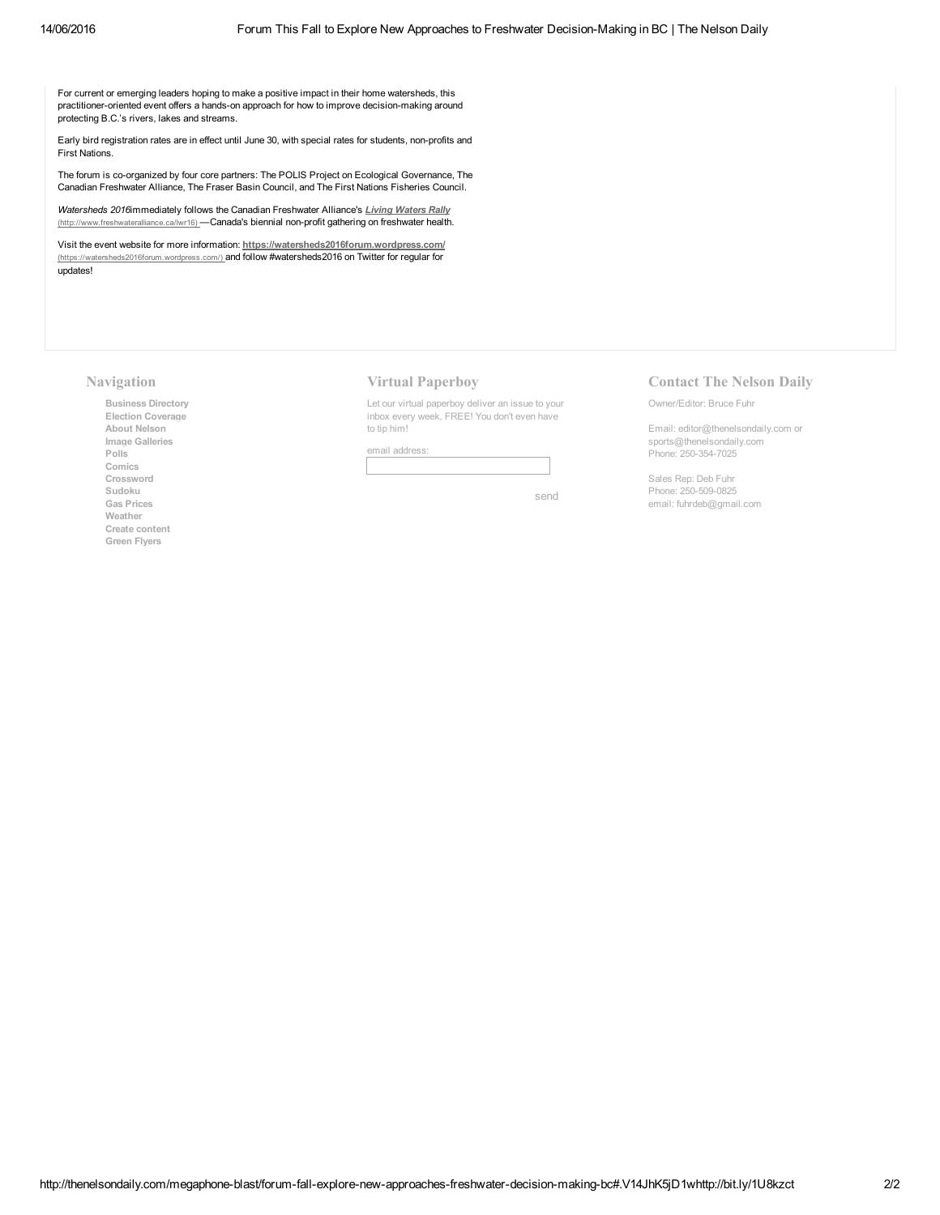For current or emerging leaders hoping to make a positive impact in their home watersheds, this practitioner-oriented event offers a hands-on approach for how to improve decision-making around protecting B.C.'s rivers, lakes and streams.

Early bird registration rates are in effect until June 30, with special rates for students, non-profits and First Nations.

The forum is co-organized by four core partners: The POLIS Project on Ecological Governance, The Canadian Freshwater Alliance, The Fraser Basin Council, and The First Nations Fisheries Council.

*Watersheds 2016*immediately follows the Canadian Freshwater Alliance's ***Living Waters Rally*** (http://www.freshwateralliance.ca/lwr16) —Canada's biennial non-profit gathering on freshwater health.

Visit the event website for more information: **https://watersheds2016forum.wordpress.com/** (https://watersheds2016forum.wordpress.com/) and follow #watersheds2016 on Twitter for regular for updates!

## Navigation

- Business Directory
- Election Coverage
- About Nelson
- Image Galleries
- Polls
- Comics
- Crossword
- Sudoku
- Gas Prices
- Weather
- Create content
- Green Flyers

## Virtual Paperboy

Let our virtual paperboy deliver an issue to your inbox every week, FREE! You don't even have to tip him!

email address:

send

## Contact The Nelson Daily

Owner/Editor: Bruce Fuhr

Email: editor@thenelsondaily.com or sports@thenelsondaily.com
Phone: 250-354-7025

Sales Rep: Deb Fuhr
Phone: 250-509-0825
email: fuhrdeb@gmail.com